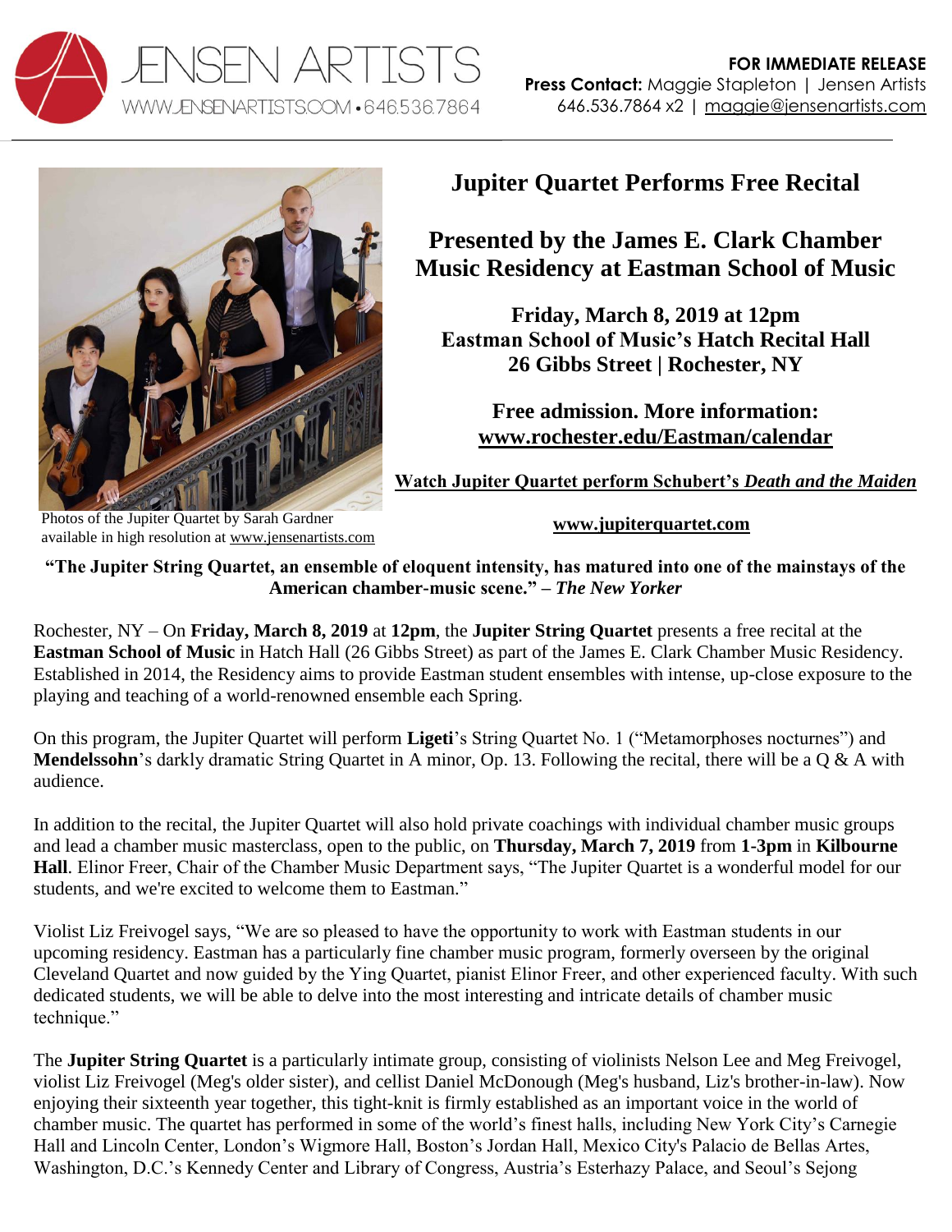JENSEN ARTISTS
WWW.JENSENARTISTS.COM • 646.536.7864

**FOR IMMEDIATE RELEASE**
**Press Contact:** Maggie Stapleton | Jensen Artists
646.536.7864 x2 | maggie@jensenartists.com

Photos of the Jupiter Quartet by Sarah Gardner available in high resolution at www.jensenartists.com

# Jupiter Quartet Performs Free Recital

## Presented by the James E. Clark Chamber Music Residency at Eastman School of Music

**Friday, March 8, 2019 at 12pm**
**Eastman School of Music's Hatch Recital Hall**
**26 Gibbs Street | Rochester, NY**

**Free admission. More information:**
**www.rochester.edu/Eastman/calendar**

**Watch Jupiter Quartet perform Schubert's *Death and the Maiden***

**www.jupiterquartet.com**

**"The Jupiter String Quartet, an ensemble of eloquent intensity, has matured into one of the mainstays of the American chamber-music scene." – *The New Yorker***

Rochester, NY – On **Friday, March 8, 2019** at **12pm**, the **Jupiter String Quartet** presents a free recital at the **Eastman School of Music** in Hatch Hall (26 Gibbs Street) as part of the James E. Clark Chamber Music Residency. Established in 2014, the Residency aims to provide Eastman student ensembles with intense, up-close exposure to the playing and teaching of a world-renowned ensemble each Spring.

On this program, the Jupiter Quartet will perform **Ligeti**'s String Quartet No. 1 ("Metamorphoses nocturnes") and **Mendelssohn**'s darkly dramatic String Quartet in A minor, Op. 13. Following the recital, there will be a Q & A with audience.

In addition to the recital, the Jupiter Quartet will also hold private coachings with individual chamber music groups and lead a chamber music masterclass, open to the public, on **Thursday, March 7, 2019** from **1-3pm** in **Kilbourne Hall**. Elinor Freer, Chair of the Chamber Music Department says, "The Jupiter Quartet is a wonderful model for our students, and we're excited to welcome them to Eastman."

Violist Liz Freivogel says, "We are so pleased to have the opportunity to work with Eastman students in our upcoming residency. Eastman has a particularly fine chamber music program, formerly overseen by the original Cleveland Quartet and now guided by the Ying Quartet, pianist Elinor Freer, and other experienced faculty. With such dedicated students, we will be able to delve into the most interesting and intricate details of chamber music technique."

The **Jupiter String Quartet** is a particularly intimate group, consisting of violinists Nelson Lee and Meg Freivogel, violist Liz Freivogel (Meg's older sister), and cellist Daniel McDonough (Meg's husband, Liz's brother-in-law). Now enjoying their sixteenth year together, this tight-knit is firmly established as an important voice in the world of chamber music. The quartet has performed in some of the world's finest halls, including New York City's Carnegie Hall and Lincoln Center, London's Wigmore Hall, Boston's Jordan Hall, Mexico City's Palacio de Bellas Artes, Washington, D.C.'s Kennedy Center and Library of Congress, Austria's Esterhazy Palace, and Seoul's Sejong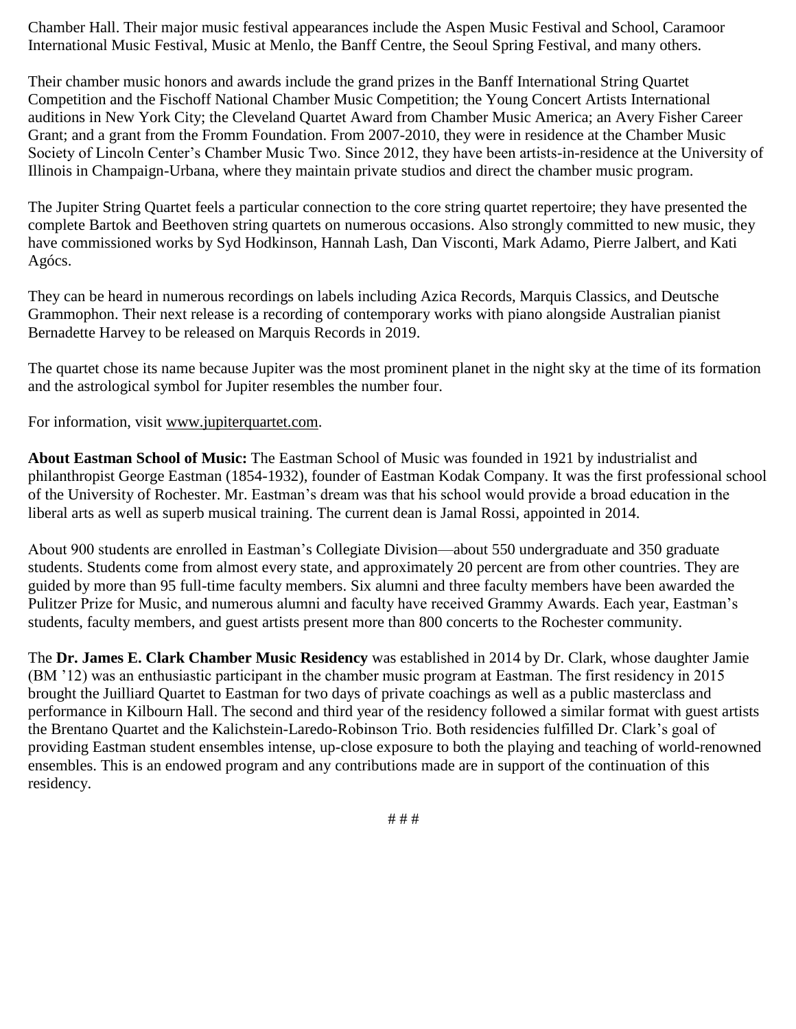Chamber Hall. Their major music festival appearances include the Aspen Music Festival and School, Caramoor International Music Festival, Music at Menlo, the Banff Centre, the Seoul Spring Festival, and many others.

Their chamber music honors and awards include the grand prizes in the Banff International String Quartet Competition and the Fischoff National Chamber Music Competition; the Young Concert Artists International auditions in New York City; the Cleveland Quartet Award from Chamber Music America; an Avery Fisher Career Grant; and a grant from the Fromm Foundation. From 2007-2010, they were in residence at the Chamber Music Society of Lincoln Center's Chamber Music Two. Since 2012, they have been artists-in-residence at the University of Illinois in Champaign-Urbana, where they maintain private studios and direct the chamber music program.

The Jupiter String Quartet feels a particular connection to the core string quartet repertoire; they have presented the complete Bartok and Beethoven string quartets on numerous occasions. Also strongly committed to new music, they have commissioned works by Syd Hodkinson, Hannah Lash, Dan Visconti, Mark Adamo, Pierre Jalbert, and Kati Agócs.

They can be heard in numerous recordings on labels including Azica Records, Marquis Classics, and Deutsche Grammophon. Their next release is a recording of contemporary works with piano alongside Australian pianist Bernadette Harvey to be released on Marquis Records in 2019.

The quartet chose its name because Jupiter was the most prominent planet in the night sky at the time of its formation and the astrological symbol for Jupiter resembles the number four.

For information, visit www.jupiterquartet.com.

**About Eastman School of Music:** The Eastman School of Music was founded in 1921 by industrialist and philanthropist George Eastman (1854-1932), founder of Eastman Kodak Company. It was the first professional school of the University of Rochester. Mr. Eastman's dream was that his school would provide a broad education in the liberal arts as well as superb musical training. The current dean is Jamal Rossi, appointed in 2014.

About 900 students are enrolled in Eastman's Collegiate Division—about 550 undergraduate and 350 graduate students. Students come from almost every state, and approximately 20 percent are from other countries. They are guided by more than 95 full-time faculty members. Six alumni and three faculty members have been awarded the Pulitzer Prize for Music, and numerous alumni and faculty have received Grammy Awards. Each year, Eastman's students, faculty members, and guest artists present more than 800 concerts to the Rochester community.

The **Dr. James E. Clark Chamber Music Residency** was established in 2014 by Dr. Clark, whose daughter Jamie (BM '12) was an enthusiastic participant in the chamber music program at Eastman. The first residency in 2015 brought the Juilliard Quartet to Eastman for two days of private coachings as well as a public masterclass and performance in Kilbourn Hall. The second and third year of the residency followed a similar format with guest artists the Brentano Quartet and the Kalichstein-Laredo-Robinson Trio. Both residencies fulfilled Dr. Clark's goal of providing Eastman student ensembles intense, up-close exposure to both the playing and teaching of world-renowned ensembles. This is an endowed program and any contributions made are in support of the continuation of this residency.

# # #